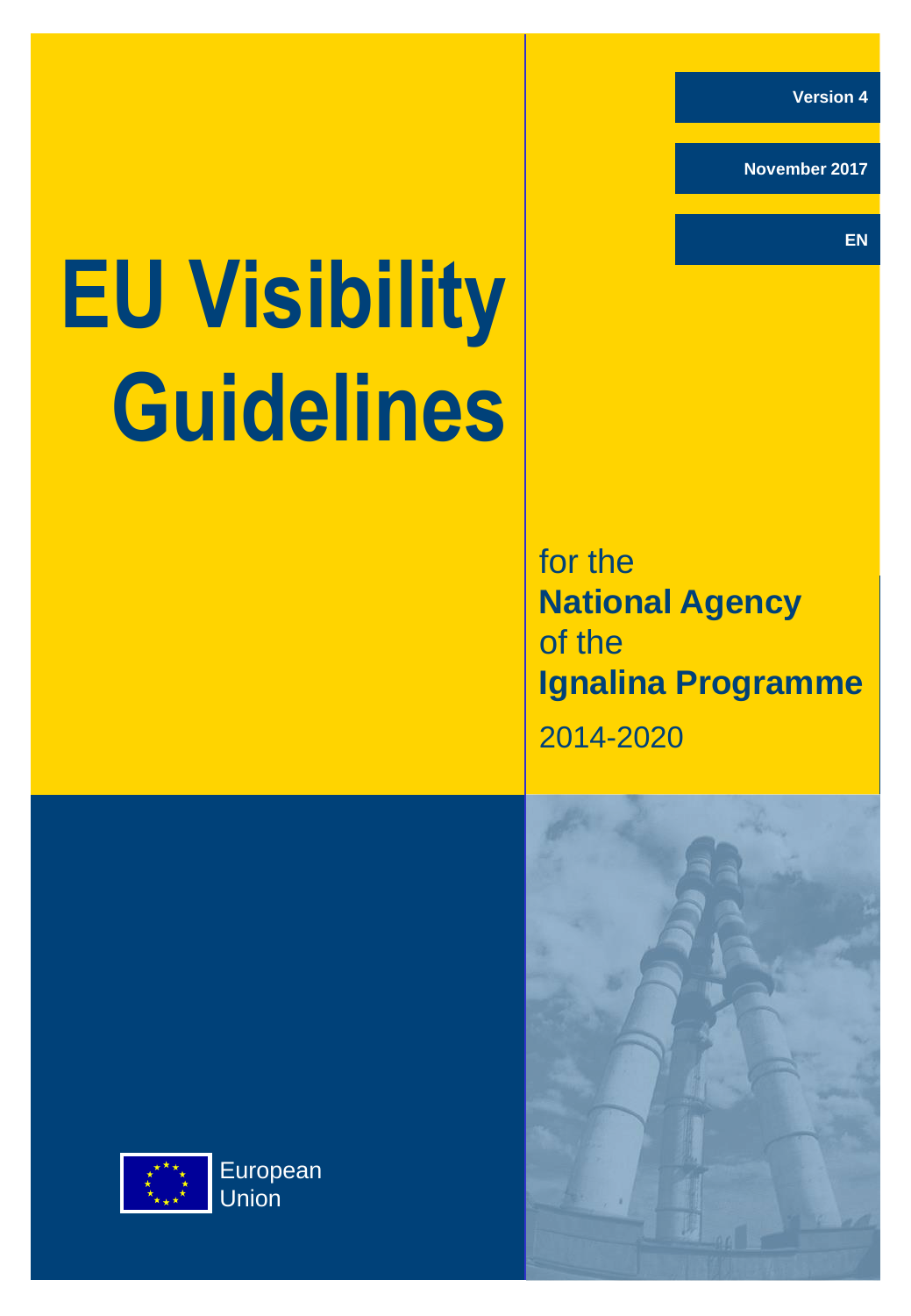Version 4

November 2017

EN

# EU Visibility Guidelines

for the
**National Agency**
of the
**Ignalina Programme**
2014-2020

European Union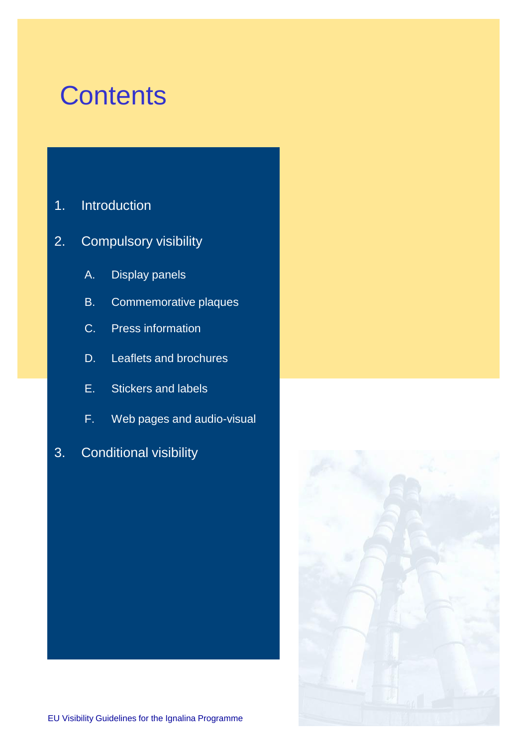# Contents

1. Introduction
2. Compulsory visibility
   - A. Display panels
   - B. Commemorative plaques
   - C. Press information
   - D. Leaflets and brochures
   - E. Stickers and labels
   - F. Web pages and audio-visual
3. Conditional visibility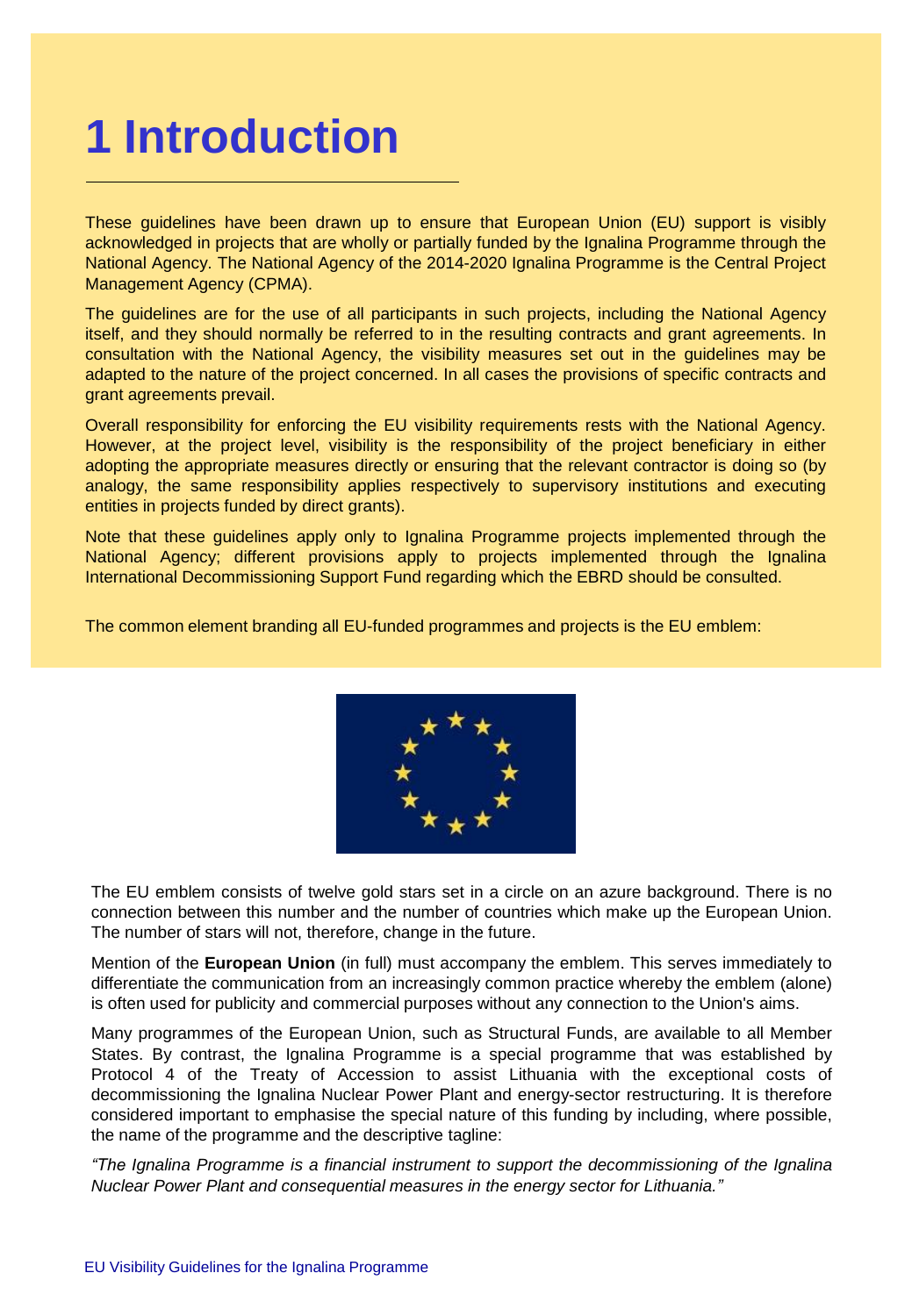# 1 Introduction

These guidelines have been drawn up to ensure that European Union (EU) support is visibly acknowledged in projects that are wholly or partially funded by the Ignalina Programme through the National Agency. The National Agency of the 2014-2020 Ignalina Programme is the Central Project Management Agency (CPMA).

The guidelines are for the use of all participants in such projects, including the National Agency itself, and they should normally be referred to in the resulting contracts and grant agreements. In consultation with the National Agency, the visibility measures set out in the guidelines may be adapted to the nature of the project concerned. In all cases the provisions of specific contracts and grant agreements prevail.

Overall responsibility for enforcing the EU visibility requirements rests with the National Agency. However, at the project level, visibility is the responsibility of the project beneficiary in either adopting the appropriate measures directly or ensuring that the relevant contractor is doing so (by analogy, the same responsibility applies respectively to supervisory institutions and executing entities in projects funded by direct grants).

Note that these guidelines apply only to Ignalina Programme projects implemented through the National Agency; different provisions apply to projects implemented through the Ignalina International Decommissioning Support Fund regarding which the EBRD should be consulted.

The common element branding all EU-funded programmes and projects is the EU emblem:

The EU emblem consists of twelve gold stars set in a circle on an azure background. There is no connection between this number and the number of countries which make up the European Union. The number of stars will not, therefore, change in the future.

Mention of the **European Union** (in full) must accompany the emblem. This serves immediately to differentiate the communication from an increasingly common practice whereby the emblem (alone) is often used for publicity and commercial purposes without any connection to the Union's aims.

Many programmes of the European Union, such as Structural Funds, are available to all Member States. By contrast, the Ignalina Programme is a special programme that was established by Protocol 4 of the Treaty of Accession to assist Lithuania with the exceptional costs of decommissioning the Ignalina Nuclear Power Plant and energy-sector restructuring. It is therefore considered important to emphasise the special nature of this funding by including, where possible, the name of the programme and the descriptive tagline:

*"The Ignalina Programme is a financial instrument to support the decommissioning of the Ignalina Nuclear Power Plant and consequential measures in the energy sector for Lithuania."*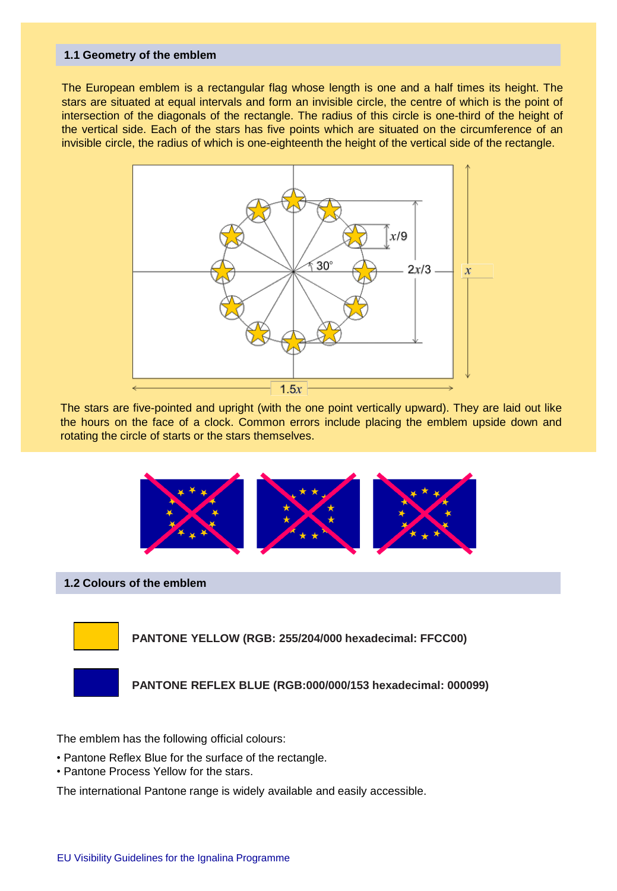## 1.1 Geometry of the emblem

The European emblem is a rectangular flag whose length is one and a half times its height. The stars are situated at equal intervals and form an invisible circle, the centre of which is the point of intersection of the diagonals of the rectangle. The radius of this circle is one-third of the height of the vertical side. Each of the stars has five points which are situated on the circumference of an invisible circle, the radius of which is one-eighteenth the height of the vertical side of the rectangle.

The stars are five-pointed and upright (with the one point vertically upward). They are laid out like the hours on the face of a clock. Common errors include placing the emblem upside down and rotating the circle of starts or the stars themselves.

## 1.2 Colours of the emblem

**PANTONE YELLOW (RGB: 255/204/000 hexadecimal: FFCC00)**

**PANTONE REFLEX BLUE (RGB:000/000/153 hexadecimal: 000099)**

The emblem has the following official colours:

- Pantone Reflex Blue for the surface of the rectangle.
- Pantone Process Yellow for the stars.

The international Pantone range is widely available and easily accessible.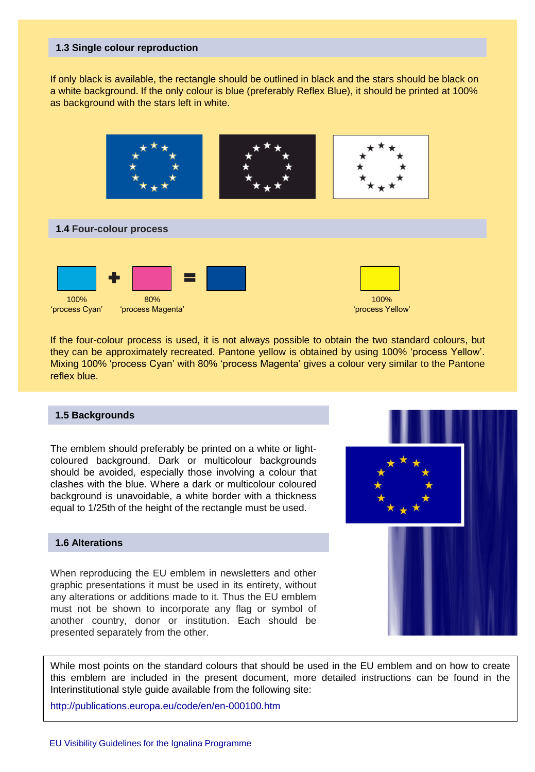### 1.3 Single colour reproduction

If only black is available, the rectangle should be outlined in black and the stars should be black on a white background. If the only colour is blue (preferably Reflex Blue), it should be printed at 100% as background with the stars left in white.

### 1.4 Four-colour process

100% 'process Cyan' + 80% 'process Magenta' =

100% 'process Yellow'

If the four-colour process is used, it is not always possible to obtain the two standard colours, but they can be approximately recreated. Pantone yellow is obtained by using 100% 'process Yellow'. Mixing 100% 'process Cyan' with 80% 'process Magenta' gives a colour very similar to the Pantone reflex blue.

### 1.5 Backgrounds

The emblem should preferably be printed on a white or light-coloured background. Dark or multicolour backgrounds should be avoided, especially those involving a colour that clashes with the blue. Where a dark or multicolour coloured background is unavoidable, a white border with a thickness equal to 1/25th of the height of the rectangle must be used.

### 1.6 Alterations

When reproducing the EU emblem in newsletters and other graphic presentations it must be used in its entirety, without any alterations or additions made to it. Thus the EU emblem must not be shown to incorporate any flag or symbol of another country, donor or institution. Each should be presented separately from the other.

While most points on the standard colours that should be used in the EU emblem and on how to create this emblem are included in the present document, more detailed instructions can be found in the Interinstitutional style guide available from the following site:

http://publications.europa.eu/code/en/en-000100.htm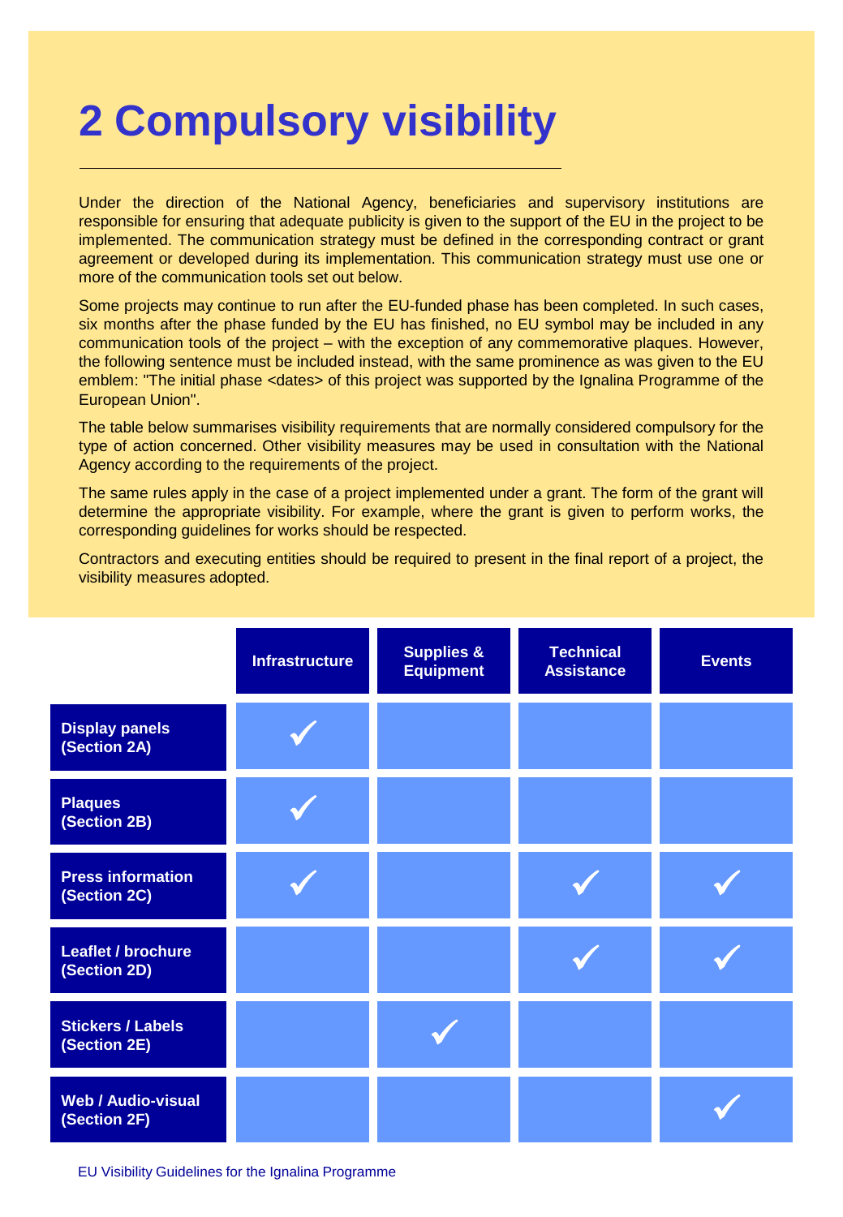# 2 Compulsory visibility

Under the direction of the National Agency, beneficiaries and supervisory institutions are responsible for ensuring that adequate publicity is given to the support of the EU in the project to be implemented. The communication strategy must be defined in the corresponding contract or grant agreement or developed during its implementation. This communication strategy must use one or more of the communication tools set out below.

Some projects may continue to run after the EU-funded phase has been completed. In such cases, six months after the phase funded by the EU has finished, no EU symbol may be included in any communication tools of the project – with the exception of any commemorative plaques. However, the following sentence must be included instead, with the same prominence as was given to the EU emblem: "The initial phase <dates> of this project was supported by the Ignalina Programme of the European Union".

The table below summarises visibility requirements that are normally considered compulsory for the type of action concerned. Other visibility measures may be used in consultation with the National Agency according to the requirements of the project.

The same rules apply in the case of a project implemented under a grant. The form of the grant will determine the appropriate visibility. For example, where the grant is given to perform works, the corresponding guidelines for works should be respected.

Contractors and executing entities should be required to present in the final report of a project, the visibility measures adopted.

| | Infrastructure | Supplies & Equipment | Technical Assistance | Events |
|---|---|---|---|---|
| **Display panels (Section 2A)** | ✓ | | | |
| **Plaques (Section 2B)** | ✓ | | | |
| **Press information (Section 2C)** | ✓ | | ✓ | ✓ |
| **Leaflet / brochure (Section 2D)** | | | ✓ | ✓ |
| **Stickers / Labels (Section 2E)** | | ✓ | | |
| **Web / Audio-visual (Section 2F)** | | | | ✓ |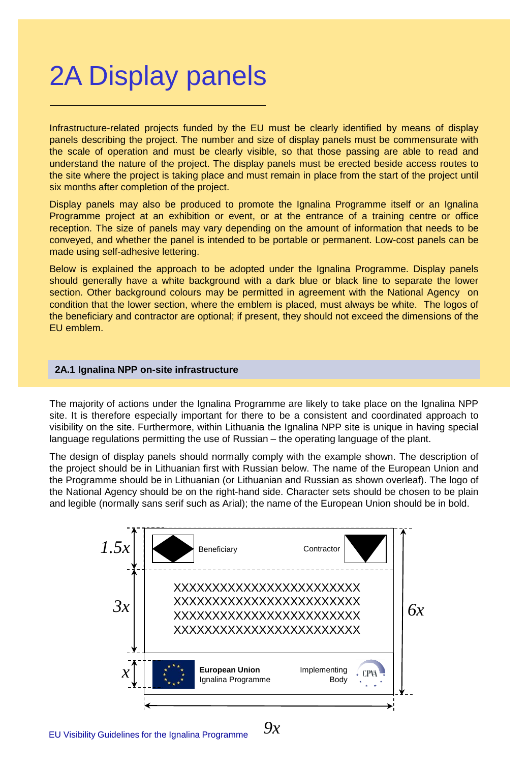# 2A Display panels

Infrastructure-related projects funded by the EU must be clearly identified by means of display panels describing the project. The number and size of display panels must be commensurate with the scale of operation and must be clearly visible, so that those passing are able to read and understand the nature of the project. The display panels must be erected beside access routes to the site where the project is taking place and must remain in place from the start of the project until six months after completion of the project.

Display panels may also be produced to promote the Ignalina Programme itself or an Ignalina Programme project at an exhibition or event, or at the entrance of a training centre or office reception. The size of panels may vary depending on the amount of information that needs to be conveyed, and whether the panel is intended to be portable or permanent. Low-cost panels can be made using self-adhesive lettering.

Below is explained the approach to be adopted under the Ignalina Programme. Display panels should generally have a white background with a dark blue or black line to separate the lower section. Other background colours may be permitted in agreement with the National Agency on condition that the lower section, where the emblem is placed, must always be white. The logos of the beneficiary and contractor are optional; if present, they should not exceed the dimensions of the EU emblem.

### 2A.1 Ignalina NPP on-site infrastructure

The majority of actions under the Ignalina Programme are likely to take place on the Ignalina NPP site. It is therefore especially important for there to be a consistent and coordinated approach to visibility on the site. Furthermore, within Lithuania the Ignalina NPP site is unique in having special language regulations permitting the use of Russian – the operating language of the plant.

The design of display panels should normally comply with the example shown. The description of the project should be in Lithuanian first with Russian below. The name of the European Union and the Programme should be in Lithuanian (or Lithuanian and Russian as shown overleaf). The logo of the National Agency should be on the right-hand side. Character sets should be chosen to be plain and legible (normally sans serif such as Arial); the name of the European Union should be in bold.

$1.5x$ — Beneficiary — Contractor

$3x$

XXXXXXXXXXXXXXXXXXXXXXXX
XXXXXXXXXXXXXXXXXXXXXXXX
XXXXXXXXXXXXXXXXXXXXXXXX
XXXXXXXXXXXXXXXXXXXXXXXX

$x$ — **European Union** Ignalina Programme — Implementing Body — CPVA

$6x$

$9x$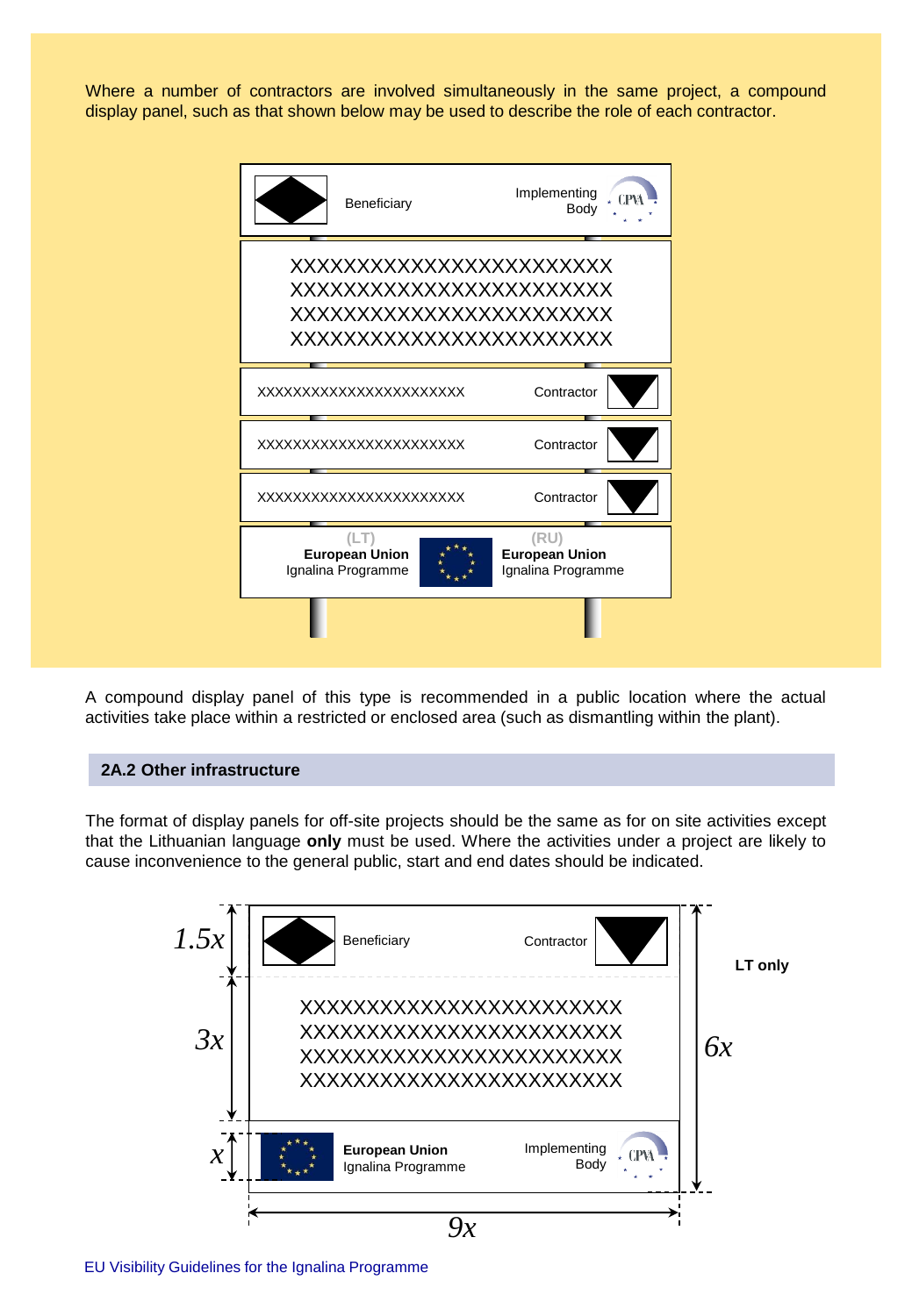Where a number of contractors are involved simultaneously in the same project, a compound display panel, such as that shown below may be used to describe the role of each contractor.

Beneficiary

Implementing Body

XXXXXXXXXXXXXXXXXXXXXXXX
XXXXXXXXXXXXXXXXXXXXXXXX
XXXXXXXXXXXXXXXXXXXXXXXX
XXXXXXXXXXXXXXXXXXXXXXXX

XXXXXXXXXXXXXXXXXXXXXXXX Contractor

XXXXXXXXXXXXXXXXXXXXXXXX Contractor

XXXXXXXXXXXXXXXXXXXXXXXX Contractor

(LT) **European Union** Ignalina Programme

(RU) **European Union** Ignalina Programme

A compound display panel of this type is recommended in a public location where the actual activities take place within a restricted or enclosed area (such as dismantling within the plant).

## 2A.2 Other infrastructure

The format of display panels for off-site projects should be the same as for on site activities except that the Lithuanian language **only** must be used. Where the activities under a project are likely to cause inconvenience to the general public, start and end dates should be indicated.

$1.5x$

Beneficiary

Contractor

$3x$

XXXXXXXXXXXXXXXXXXXXXXXX
XXXXXXXXXXXXXXXXXXXXXXXX
XXXXXXXXXXXXXXXXXXXXXXXX
XXXXXXXXXXXXXXXXXXXXXXXX

$6x$

**LT only**

$x$

**European Union** Ignalina Programme

Implementing Body

$9x$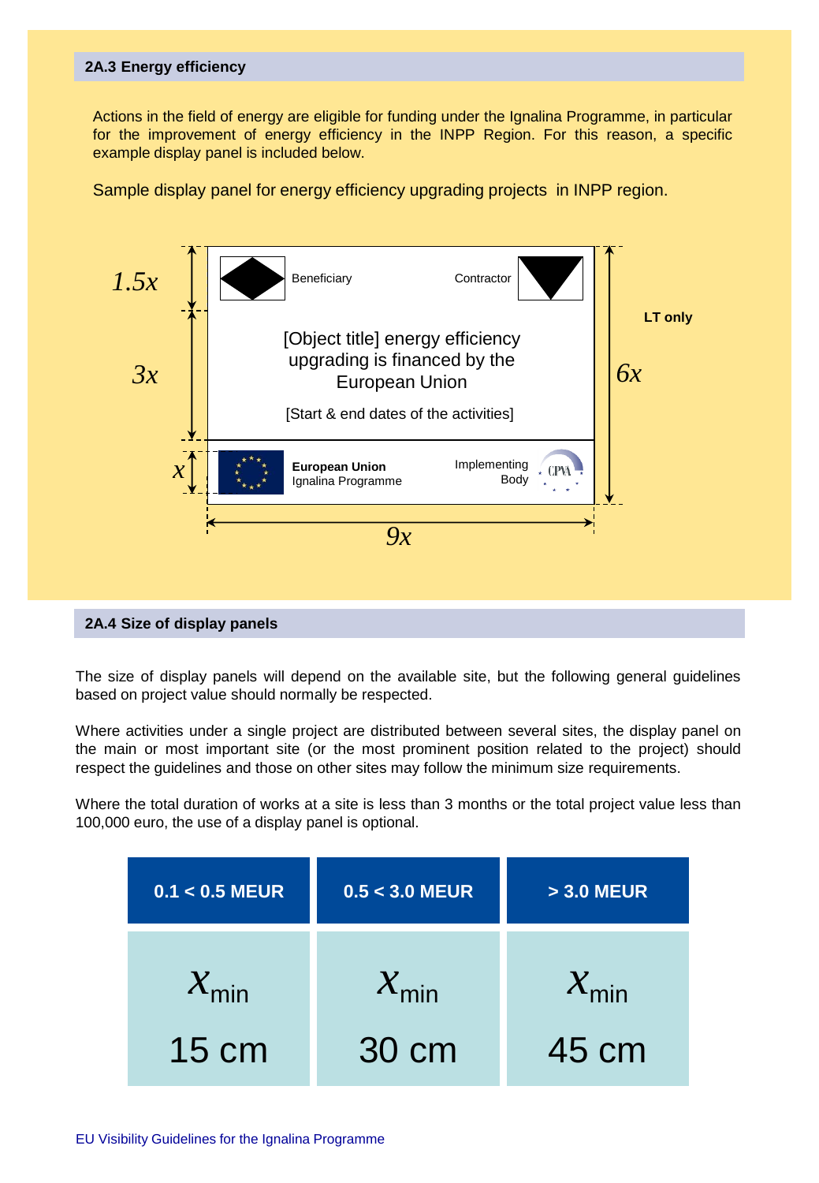## 2A.3 Energy efficiency

Actions in the field of energy are eligible for funding under the Ignalina Programme, in particular for the improvement of energy efficiency in the INPP Region. For this reason, a specific example display panel is included below.

Sample display panel for energy efficiency upgrading projects in INPP region.

$1.5x$

Beneficiary

Contractor

$3x$

[Object title] energy efficiency upgrading is financed by the European Union

[Start & end dates of the activities]

$6x$

**LT only**

$x$

**European Union**
Ignalina Programme

Implementing Body

$9x$

## 2A.4 Size of display panels

The size of display panels will depend on the available site, but the following general guidelines based on project value should normally be respected.

Where activities under a single project are distributed between several sites, the display panel on the main or most important site (or the most prominent position related to the project) should respect the guidelines and those on other sites may follow the minimum size requirements.

Where the total duration of works at a site is less than 3 months or the total project value less than 100,000 euro, the use of a display panel is optional.

| 0.1 < 0.5 MEUR | 0.5 < 3.0 MEUR | > 3.0 MEUR |
|---|---|---|
| $x_{\min}$ 15 cm | $x_{\min}$ 30 cm | $x_{\min}$ 45 cm |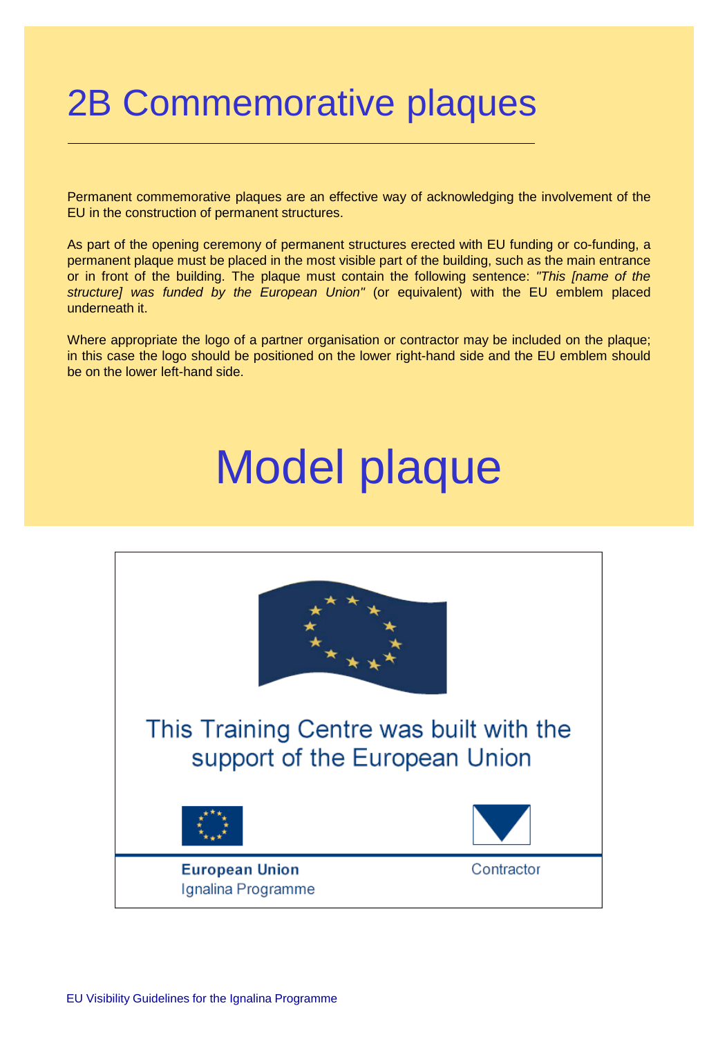# 2B Commemorative plaques

Permanent commemorative plaques are an effective way of acknowledging the involvement of the EU in the construction of permanent structures.

As part of the opening ceremony of permanent structures erected with EU funding or co-funding, a permanent plaque must be placed in the most visible part of the building, such as the main entrance or in front of the building. The plaque must contain the following sentence: *"This [name of the structure] was funded by the European Union"* (or equivalent) with the EU emblem placed underneath it.

Where appropriate the logo of a partner organisation or contractor may be included on the plaque; in this case the logo should be positioned on the lower right-hand side and the EU emblem should be on the lower left-hand side.

# Model plaque

This Training Centre was built with the support of the European Union

**European Union**
Ignalina Programme

Contractor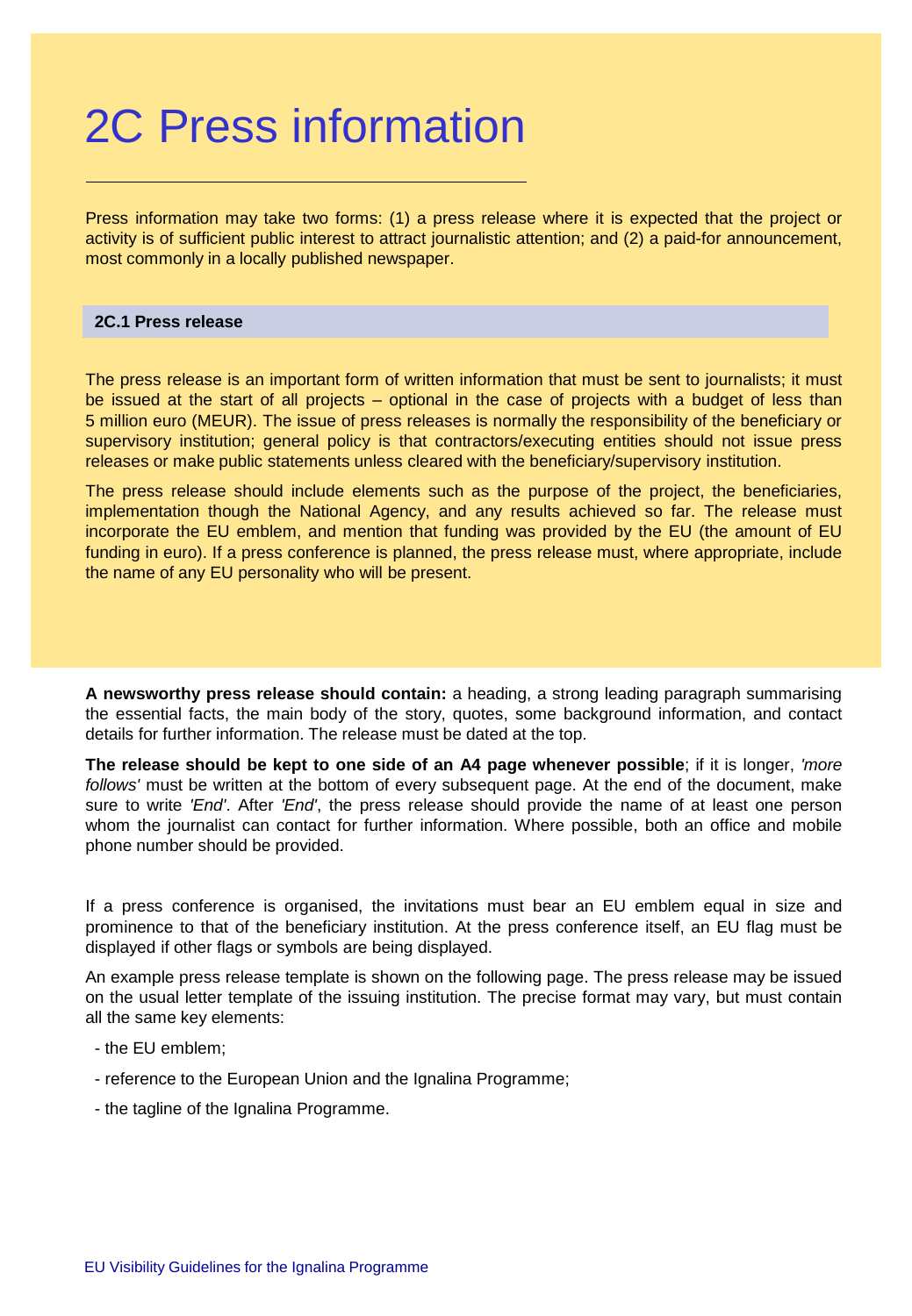# 2C Press information

Press information may take two forms: (1) a press release where it is expected that the project or activity is of sufficient public interest to attract journalistic attention; and (2) a paid-for announcement, most commonly in a locally published newspaper.

### 2C.1 Press release

The press release is an important form of written information that must be sent to journalists; it must be issued at the start of all projects – optional in the case of projects with a budget of less than 5 million euro (MEUR). The issue of press releases is normally the responsibility of the beneficiary or supervisory institution; general policy is that contractors/executing entities should not issue press releases or make public statements unless cleared with the beneficiary/supervisory institution.

The press release should include elements such as the purpose of the project, the beneficiaries, implementation though the National Agency, and any results achieved so far. The release must incorporate the EU emblem, and mention that funding was provided by the EU (the amount of EU funding in euro). If a press conference is planned, the press release must, where appropriate, include the name of any EU personality who will be present.

**A newsworthy press release should contain:** a heading, a strong leading paragraph summarising the essential facts, the main body of the story, quotes, some background information, and contact details for further information. The release must be dated at the top.

**The release should be kept to one side of an A4 page whenever possible**; if it is longer, *'more follows'* must be written at the bottom of every subsequent page. At the end of the document, make sure to write *'End'*. After *'End'*, the press release should provide the name of at least one person whom the journalist can contact for further information. Where possible, both an office and mobile phone number should be provided.

If a press conference is organised, the invitations must bear an EU emblem equal in size and prominence to that of the beneficiary institution. At the press conference itself, an EU flag must be displayed if other flags or symbols are being displayed.

An example press release template is shown on the following page. The press release may be issued on the usual letter template of the issuing institution. The precise format may vary, but must contain all the same key elements:

- the EU emblem;
- reference to the European Union and the Ignalina Programme;
- the tagline of the Ignalina Programme.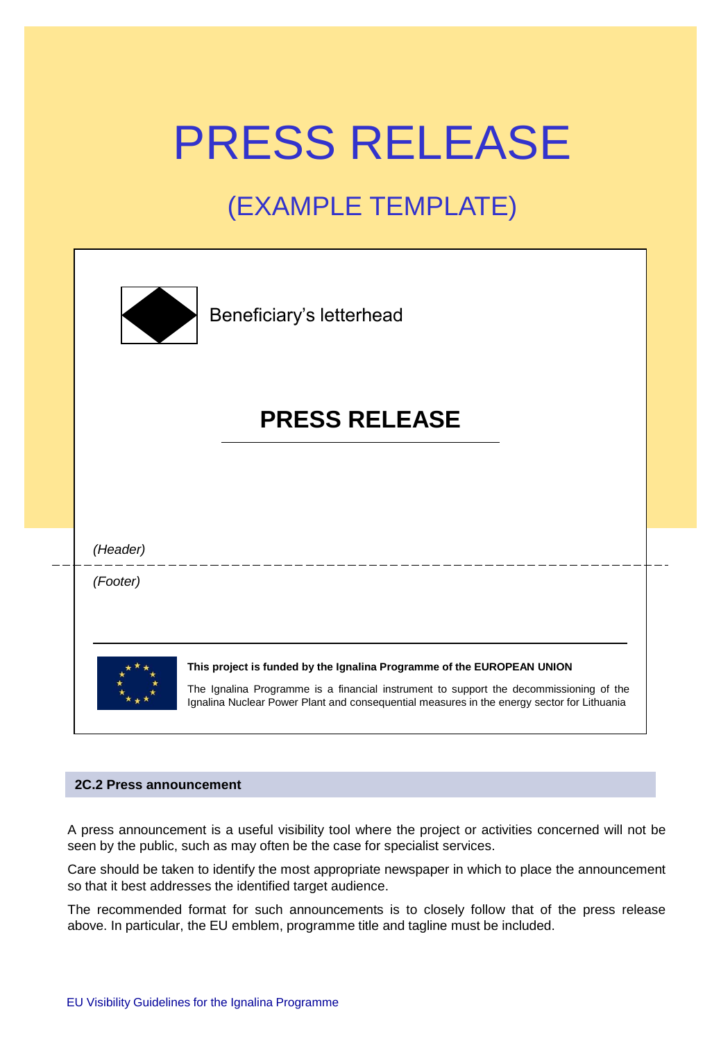# PRESS RELEASE

## (EXAMPLE TEMPLATE)

Beneficiary's letterhead

**PRESS RELEASE**

*(Header)*

*(Footer)*

**This project is funded by the Ignalina Programme of the EUROPEAN UNION**

The Ignalina Programme is a financial instrument to support the decommissioning of the Ignalina Nuclear Power Plant and consequential measures in the energy sector for Lithuania

### 2C.2 Press announcement

A press announcement is a useful visibility tool where the project or activities concerned will not be seen by the public, such as may often be the case for specialist services.

Care should be taken to identify the most appropriate newspaper in which to place the announcement so that it best addresses the identified target audience.

The recommended format for such announcements is to closely follow that of the press release above. In particular, the EU emblem, programme title and tagline must be included.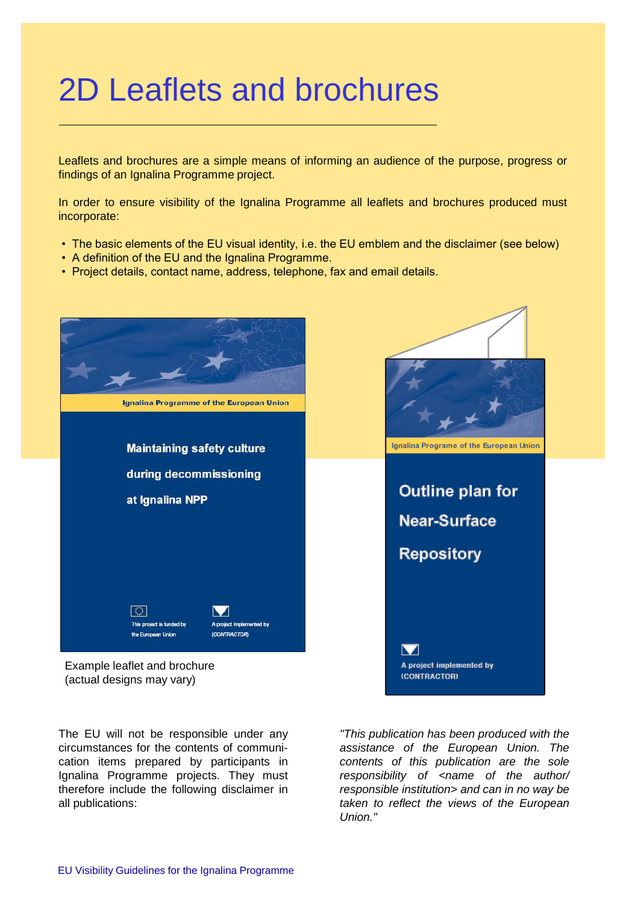# 2D Leaflets and brochures

Leaflets and brochures are a simple means of informing an audience of the purpose, progress or findings of an Ignalina Programme project.

In order to ensure visibility of the Ignalina Programme all leaflets and brochures produced must incorporate:

- The basic elements of the EU visual identity, i.e. the EU emblem and the disclaimer (see below)
- A definition of the EU and the Ignalina Programme.
- Project details, contact name, address, telephone, fax and email details.

Ignalina Programme of the European Union

Maintaining safety culture during decommissioning at Ignalina NPP

This project is funded by the European Union

A project implemented by (CONTRACTOR)

Example leaflet and brochure (actual designs may vary)

Ignalina Programe of the European Union

Outline plan for Near-Surface Repository

A project implemented by (CONTRACTOR)

The EU will not be responsible under any circumstances for the contents of communication items prepared by participants in Ignalina Programme projects. They must therefore include the following disclaimer in all publications:

*"This publication has been produced with the assistance of the European Union. The contents of this publication are the sole responsibility of <name of the author/ responsible institution> and can in no way be taken to reflect the views of the European Union."*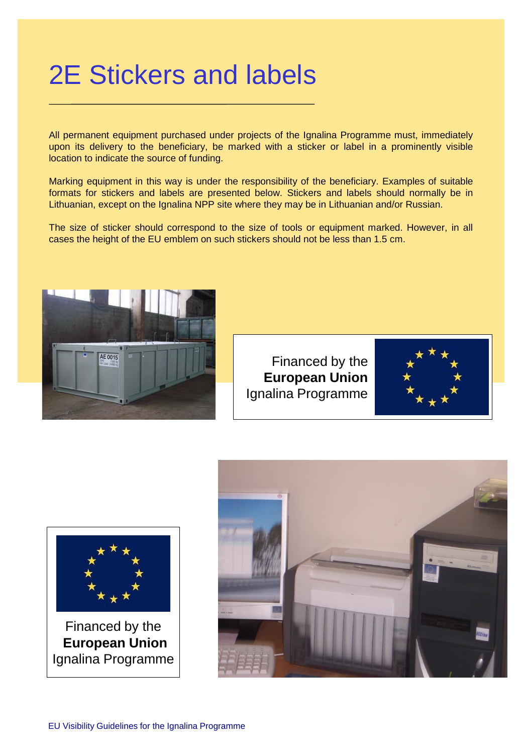# 2E Stickers and labels

All permanent equipment purchased under projects of the Ignalina Programme must, immediately upon its delivery to the beneficiary, be marked with a sticker or label in a prominently visible location to indicate the source of funding.

Marking equipment in this way is under the responsibility of the beneficiary. Examples of suitable formats for stickers and labels are presented below. Stickers and labels should normally be in Lithuanian, except on the Ignalina NPP site where they may be in Lithuanian and/or Russian.

The size of sticker should correspond to the size of tools or equipment marked. However, in all cases the height of the EU emblem on such stickers should not be less than 1.5 cm.

Financed by the
**European Union**
Ignalina Programme

Financed by the
**European Union**
Ignalina Programme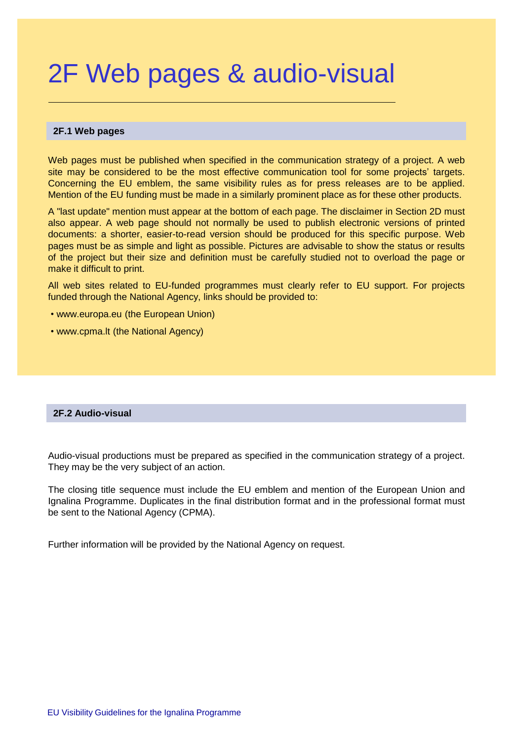# 2F Web pages & audio-visual

## 2F.1 Web pages

Web pages must be published when specified in the communication strategy of a project. A web site may be considered to be the most effective communication tool for some projects' targets. Concerning the EU emblem, the same visibility rules as for press releases are to be applied. Mention of the EU funding must be made in a similarly prominent place as for these other products.

A "last update" mention must appear at the bottom of each page. The disclaimer in Section 2D must also appear. A web page should not normally be used to publish electronic versions of printed documents: a shorter, easier-to-read version should be produced for this specific purpose. Web pages must be as simple and light as possible. Pictures are advisable to show the status or results of the project but their size and definition must be carefully studied not to overload the page or make it difficult to print.

All web sites related to EU-funded programmes must clearly refer to EU support. For projects funded through the National Agency, links should be provided to:

- www.europa.eu (the European Union)
- www.cpma.lt (the National Agency)

## 2F.2 Audio-visual

Audio-visual productions must be prepared as specified in the communication strategy of a project. They may be the very subject of an action.

The closing title sequence must include the EU emblem and mention of the European Union and Ignalina Programme. Duplicates in the final distribution format and in the professional format must be sent to the National Agency (CPMA).

Further information will be provided by the National Agency on request.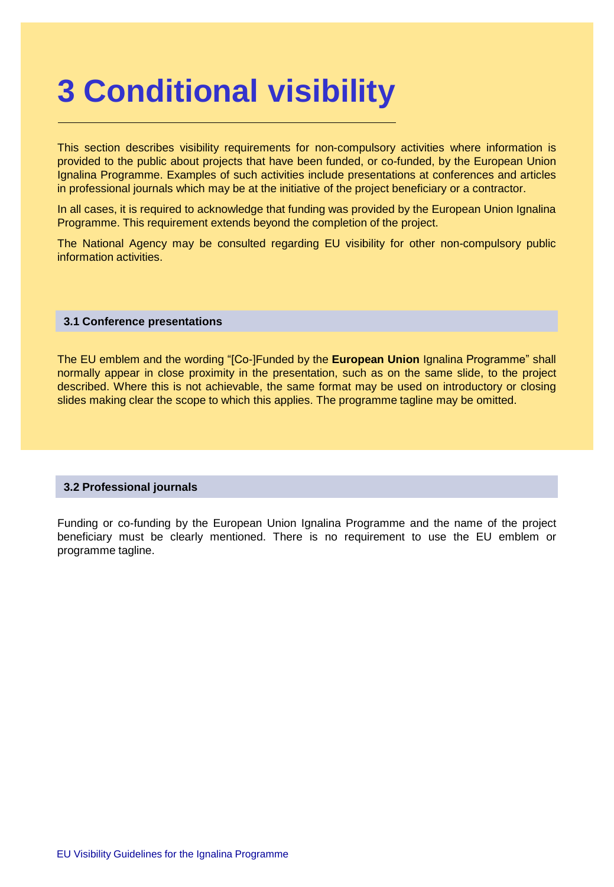# 3 Conditional visibility

This section describes visibility requirements for non-compulsory activities where information is provided to the public about projects that have been funded, or co-funded, by the European Union Ignalina Programme. Examples of such activities include presentations at conferences and articles in professional journals which may be at the initiative of the project beneficiary or a contractor.

In all cases, it is required to acknowledge that funding was provided by the European Union Ignalina Programme. This requirement extends beyond the completion of the project.

The National Agency may be consulted regarding EU visibility for other non-compulsory public information activities.

### 3.1 Conference presentations

The EU emblem and the wording "[Co-]Funded by the **European Union** Ignalina Programme" shall normally appear in close proximity in the presentation, such as on the same slide, to the project described. Where this is not achievable, the same format may be used on introductory or closing slides making clear the scope to which this applies. The programme tagline may be omitted.

### 3.2 Professional journals

Funding or co-funding by the European Union Ignalina Programme and the name of the project beneficiary must be clearly mentioned. There is no requirement to use the EU emblem or programme tagline.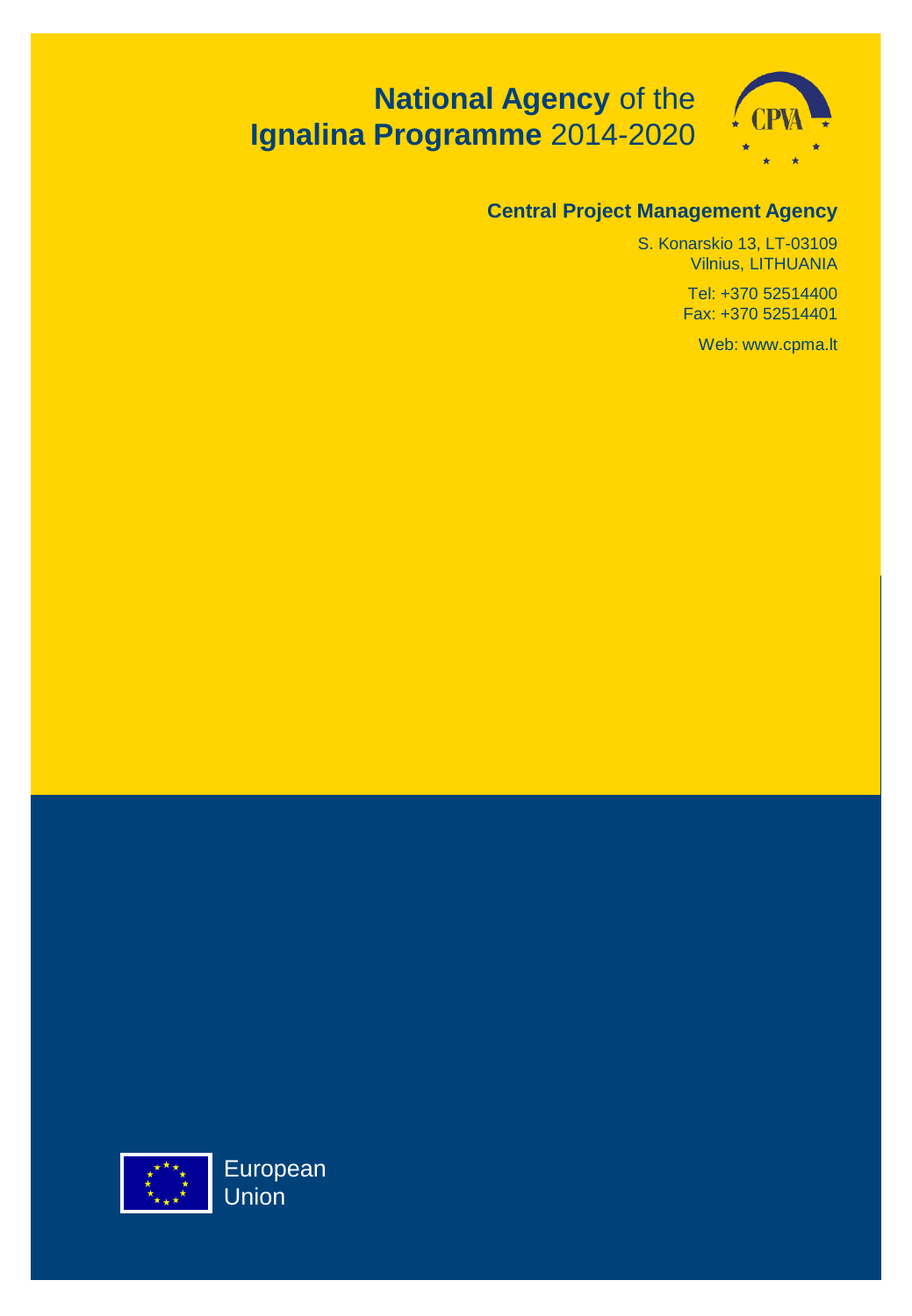# **National Agency** of the **Ignalina Programme** 2014-2020

CPVA

**Central Project Management Agency**

S. Konarskio 13, LT-03109
Vilnius, LITHUANIA

Tel: +370 52514400
Fax: +370 52514401

Web: www.cpma.lt

European Union